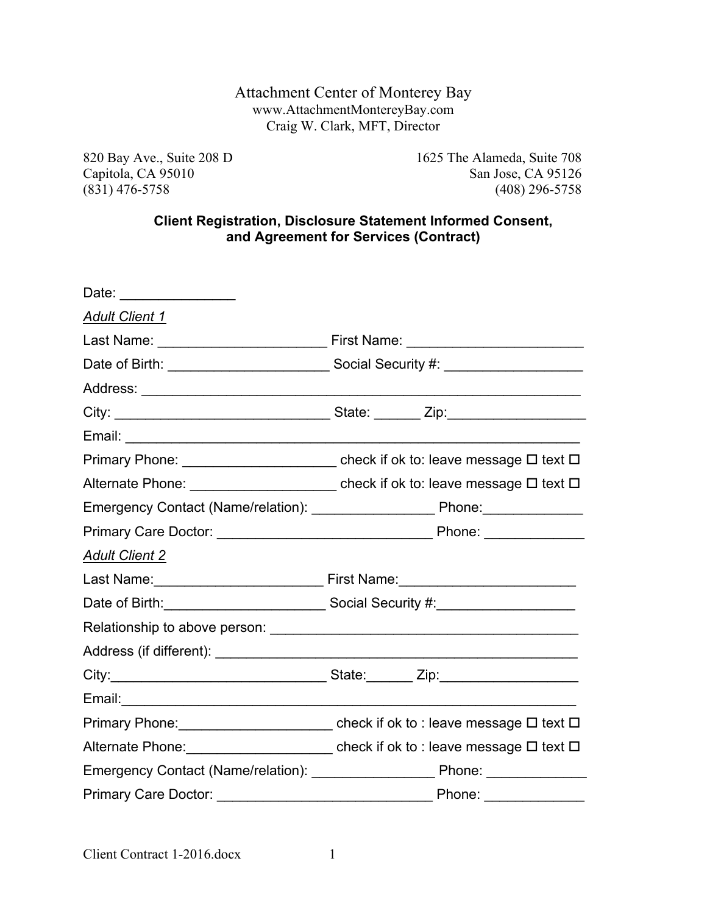# Attachment Center of Monterey Bay

www.AttachmentMontereyBay.com
Craig W. Clark, MFT, Director

820 Bay Ave., Suite 208 D
Capitola, CA 95010
(831) 476-5758

1625 The Alameda, Suite 708
San Jose, CA 95126
(408) 296-5758

**Client Registration, Disclosure Statement Informed Consent, and Agreement for Services (Contract)**

Date: _______________

*Adult Client 1*

Last Name: ______________________ First Name: _______________________

Date of Birth: _____________________ Social Security #: __________________

Address: ____________________________________________________________

City: ____________________________ State: ______ Zip:__________________

Email: ______________________________________________________________

Primary Phone: ____________________ check if ok to: leave message ☐ text ☐

Alternate Phone: ___________________ check if ok to: leave message ☐ text ☐

Emergency Contact (Name/relation): ________________ Phone:_____________

Primary Care Doctor: ____________________________ Phone: _____________

*Adult Client 2*

Last Name:______________________ First Name:_______________________

Date of Birth:_____________________ Social Security #:__________________

Relationship to above person: ________________________________________

Address (if different): _______________________________________________

City:____________________________ State:______ Zip:__________________

Email:_______________________________________________________________

Primary Phone:____________________ check if ok to : leave message ☐ text ☐

Alternate Phone:___________________ check if ok to : leave message ☐ text ☐

Emergency Contact (Name/relation): ________________ Phone: _____________

Primary Care Doctor: ____________________________ Phone: _____________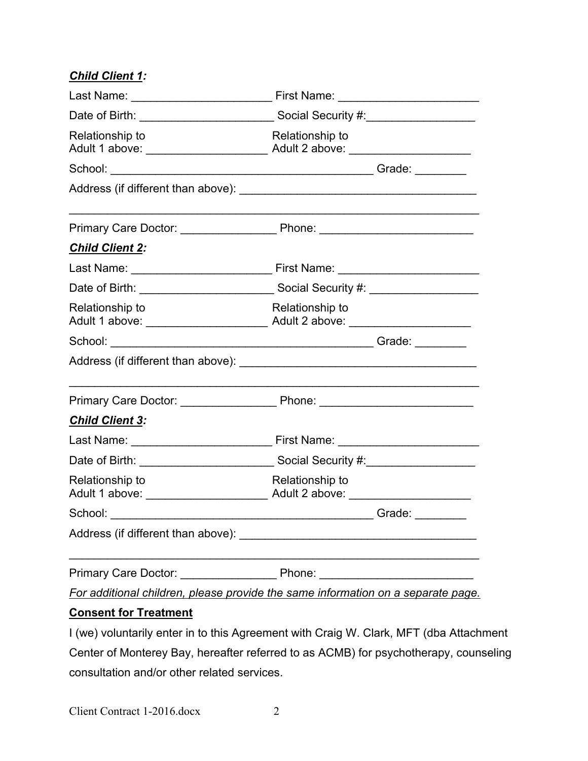***Child Client 1:***

Last Name: ______________________ First Name: ______________________

Date of Birth: _____________________ Social Security #:_________________

Relationship to Adult 1 above: ___________________ Relationship to Adult 2 above: ___________________

School: _________________________________________ Grade: ________

Address (if different than above): ____________________________________

_________________________________________________________________

Primary Care Doctor: _______________ Phone: ________________________

***Child Client 2:***

Last Name: ______________________ First Name: ______________________

Date of Birth: _____________________ Social Security #: _________________

Relationship to Adult 1 above: ___________________ Relationship to Adult 2 above: ___________________

School: _________________________________________ Grade: ________

Address (if different than above): ____________________________________

_________________________________________________________________

Primary Care Doctor: _______________ Phone: ________________________

***Child Client 3:***

Last Name: ______________________ First Name: ______________________

Date of Birth: _____________________ Social Security #:_________________

Relationship to Adult 1 above: ___________________ Relationship to Adult 2 above: ___________________

School: _________________________________________ Grade: ________

Address (if different than above): ____________________________________

_________________________________________________________________

Primary Care Doctor: _______________ Phone: ________________________

*For additional children, please provide the same information on a separate page.*

**Consent for Treatment**

I (we) voluntarily enter in to this Agreement with Craig W. Clark, MFT (dba Attachment Center of Monterey Bay, hereafter referred to as ACMB) for psychotherapy, counseling consultation and/or other related services.

Client Contract 1-2016.docx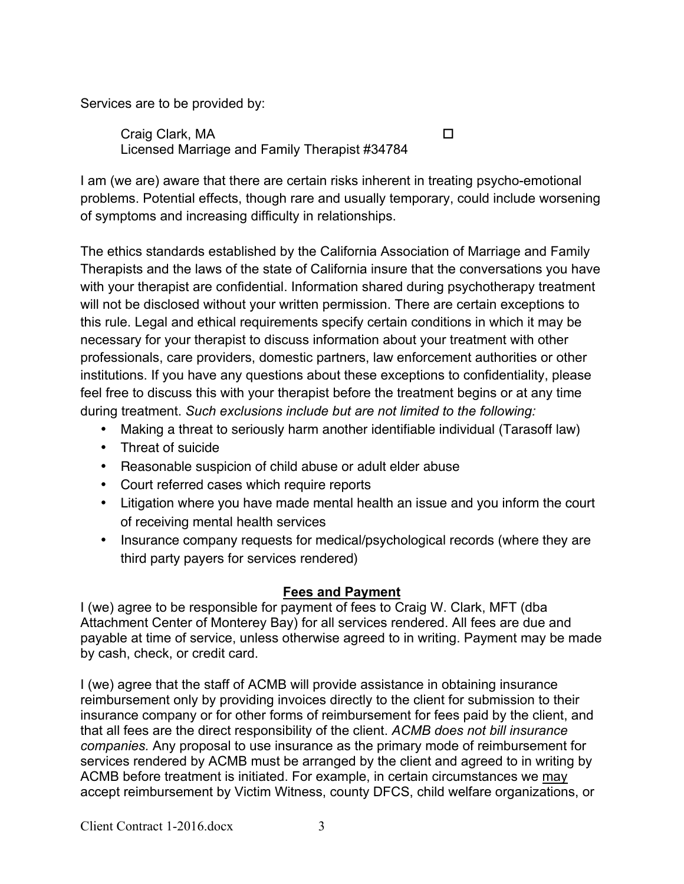Services are to be provided by:

Craig Clark, MA ☐
Licensed Marriage and Family Therapist #34784

I am (we are) aware that there are certain risks inherent in treating psycho-emotional problems. Potential effects, though rare and usually temporary, could include worsening of symptoms and increasing difficulty in relationships.

The ethics standards established by the California Association of Marriage and Family Therapists and the laws of the state of California insure that the conversations you have with your therapist are confidential. Information shared during psychotherapy treatment will not be disclosed without your written permission. There are certain exceptions to this rule. Legal and ethical requirements specify certain conditions in which it may be necessary for your therapist to discuss information about your treatment with other professionals, care providers, domestic partners, law enforcement authorities or other institutions. If you have any questions about these exceptions to confidentiality, please feel free to discuss this with your therapist before the treatment begins or at any time during treatment. *Such exclusions include but are not limited to the following:*

- Making a threat to seriously harm another identifiable individual (Tarasoff law)
- Threat of suicide
- Reasonable suspicion of child abuse or adult elder abuse
- Court referred cases which require reports
- Litigation where you have made mental health an issue and you inform the court of receiving mental health services
- Insurance company requests for medical/psychological records (where they are third party payers for services rendered)

## Fees and Payment

I (we) agree to be responsible for payment of fees to Craig W. Clark, MFT (dba Attachment Center of Monterey Bay) for all services rendered. All fees are due and payable at time of service, unless otherwise agreed to in writing. Payment may be made by cash, check, or credit card.

I (we) agree that the staff of ACMB will provide assistance in obtaining insurance reimbursement only by providing invoices directly to the client for submission to their insurance company or for other forms of reimbursement for fees paid by the client, and that all fees are the direct responsibility of the client. *ACMB does not bill insurance companies.* Any proposal to use insurance as the primary mode of reimbursement for services rendered by ACMB must be arranged by the client and agreed to in writing by ACMB before treatment is initiated. For example, in certain circumstances we may accept reimbursement by Victim Witness, county DFCS, child welfare organizations, or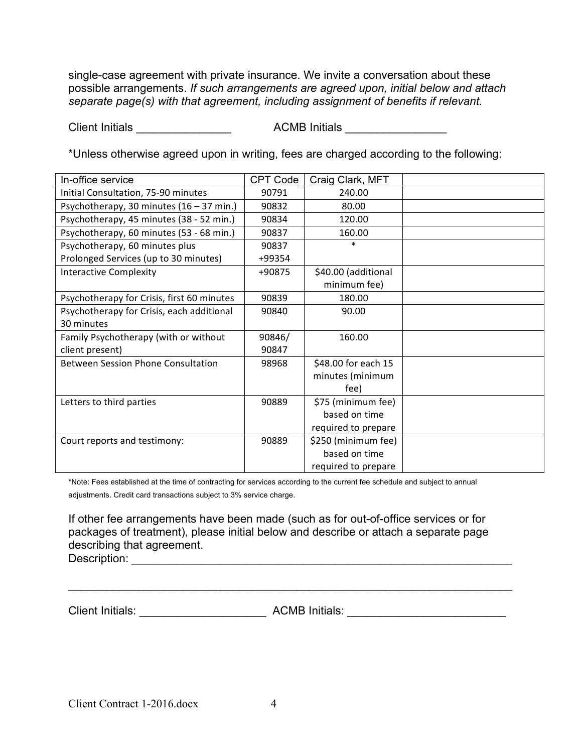single-case agreement with private insurance. We invite a conversation about these possible arrangements. *If such arrangements are agreed upon, initial below and attach separate page(s) with that agreement, including assignment of benefits if relevant.*

Client Initials _______________ ACMB Initials ________________

*Unless otherwise agreed upon in writing, fees are charged according to the following:

| In-office service | CPT Code | Craig Clark, MFT | |
|---|---|---|---|
| Initial Consultation, 75-90 minutes | 90791 | 240.00 | |
| Psychotherapy, 30 minutes (16 – 37 min.) | 90832 | 80.00 | |
| Psychotherapy, 45 minutes (38 - 52 min.) | 90834 | 120.00 | |
| Psychotherapy, 60 minutes (53 - 68 min.) | 90837 | 160.00 | |
| Psychotherapy, 60 minutes plus Prolonged Services (up to 30 minutes) | 90837 +99354 | * | |
| Interactive Complexity | +90875 | $40.00 (additional minimum fee) | |
| Psychotherapy for Crisis, first 60 minutes | 90839 | 180.00 | |
| Psychotherapy for Crisis, each additional 30 minutes | 90840 | 90.00 | |
| Family Psychotherapy (with or without client present) | 90846/ 90847 | 160.00 | |
| Between Session Phone Consultation | 98968 | $48.00 for each 15 minutes (minimum fee) | |
| Letters to third parties | 90889 | $75 (minimum fee) based on time required to prepare | |
| Court reports and testimony: | 90889 | $250 (minimum fee) based on time required to prepare | |

*Note: Fees established at the time of contracting for services according to the current fee schedule and subject to annual adjustments. Credit card transactions subject to 3% service charge.

If other fee arrangements have been made (such as for out-of-office services or for packages of treatment), please initial below and describe or attach a separate page describing that agreement.

Description: ________________________________________________________________

______________________________________________________________________

Client Initials: ____________________ ACMB Initials: ________________________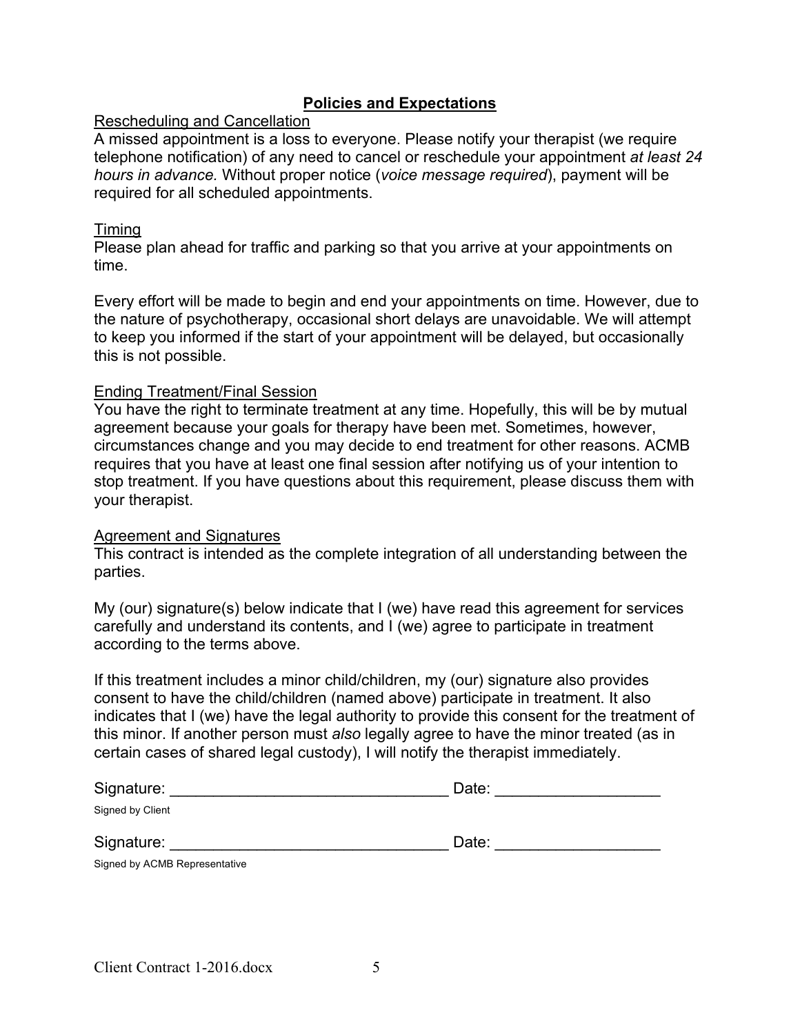## **Policies and Expectations**

Rescheduling and Cancellation

A missed appointment is a loss to everyone. Please notify your therapist (we require telephone notification) of any need to cancel or reschedule your appointment *at least 24 hours in advance.* Without proper notice (*voice message required*), payment will be required for all scheduled appointments.

Timing

Please plan ahead for traffic and parking so that you arrive at your appointments on time.

Every effort will be made to begin and end your appointments on time. However, due to the nature of psychotherapy, occasional short delays are unavoidable. We will attempt to keep you informed if the start of your appointment will be delayed, but occasionally this is not possible.

Ending Treatment/Final Session

You have the right to terminate treatment at any time. Hopefully, this will be by mutual agreement because your goals for therapy have been met. Sometimes, however, circumstances change and you may decide to end treatment for other reasons. ACMB requires that you have at least one final session after notifying us of your intention to stop treatment. If you have questions about this requirement, please discuss them with your therapist.

Agreement and Signatures

This contract is intended as the complete integration of all understanding between the parties.

My (our) signature(s) below indicate that I (we) have read this agreement for services carefully and understand its contents, and I (we) agree to participate in treatment according to the terms above.

If this treatment includes a minor child/children, my (our) signature also provides consent to have the child/children (named above) participate in treatment. It also indicates that I (we) have the legal authority to provide this consent for the treatment of this minor. If another person must *also* legally agree to have the minor treated (as in certain cases of shared legal custody), I will notify the therapist immediately.

Signature: ________________________________ Date: ___________________

Signed by Client

Signature: ________________________________ Date: ___________________

Signed by ACMB Representative

Client Contract 1-2016.docx